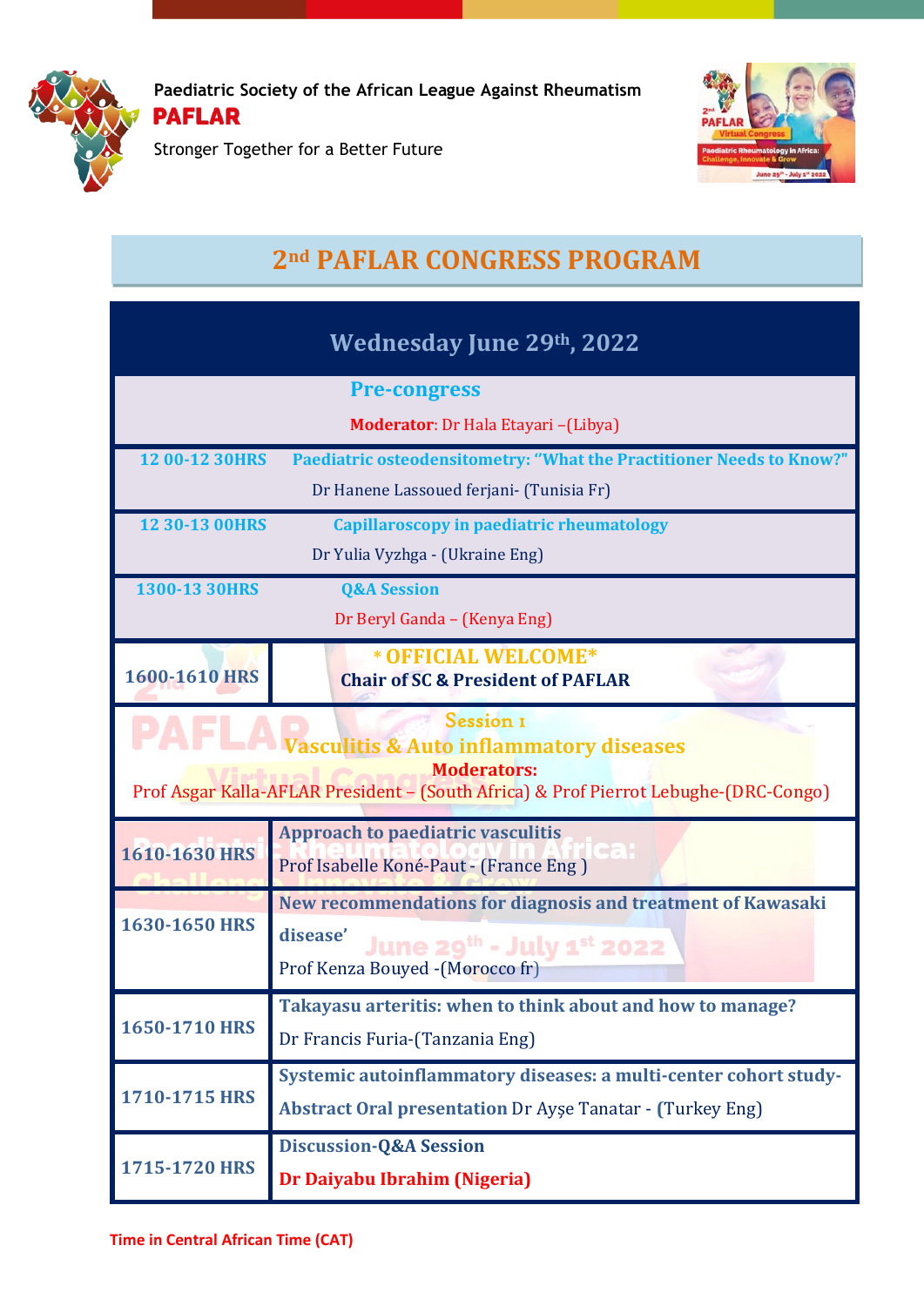Paediatric Society of the African League Against Rheumatism

**PAFLAR**

Stronger Together for a Better Future

# 2nd PAFLAR CONGRESS PROGRAM

## Wednesday June 29th, 2022

### Pre-congress

**Moderator**: Dr Hala Etayari –(Libya)

| Time | Session |
|---|---|
| 12 00-12 30HRS | **Paediatric osteodensitometry: "What the Practitioner Needs to Know?"** Dr Hanene Lassoued ferjani- (Tunisia Fr) |
| 12 30-13 00HRS | **Capillaroscopy in paediatric rheumatology** Dr Yulia Vyzhga - (Ukraine Eng) |
| 1300-13 30HRS | **Q&A Session** Dr Beryl Ganda – (Kenya Eng) |
| 1600-1610 HRS | **\* OFFICIAL WELCOME\*** **Chair of SC & President of PAFLAR** |

### Session 1
### Vasculitis & Auto inflammatory diseases

**Moderators:**
Prof Asgar Kalla-AFLAR President – (South Africa) & Prof Pierrot Lebughe-(DRC-Congo)

| Time | Session |
|---|---|
| 1610-1630 HRS | **Approach to paediatric vasculitis** Prof Isabelle Koné-Paut - (France Eng ) |
| 1630-1650 HRS | **New recommendations for diagnosis and treatment of Kawasaki disease'** Prof Kenza Bouyed -(Morocco fr) |
| 1650-1710 HRS | **Takayasu arteritis: when to think about and how to manage?** Dr Francis Furia-(Tanzania Eng) |
| 1710-1715 HRS | **Systemic autoinflammatory diseases: a multi-center cohort study-Abstract Oral presentation** Dr Ayşe Tanatar - (Turkey Eng) |
| 1715-1720 HRS | **Discussion-Q&A Session** **Dr Daiyabu Ibrahim (Nigeria)** |

Time in Central African Time (CAT)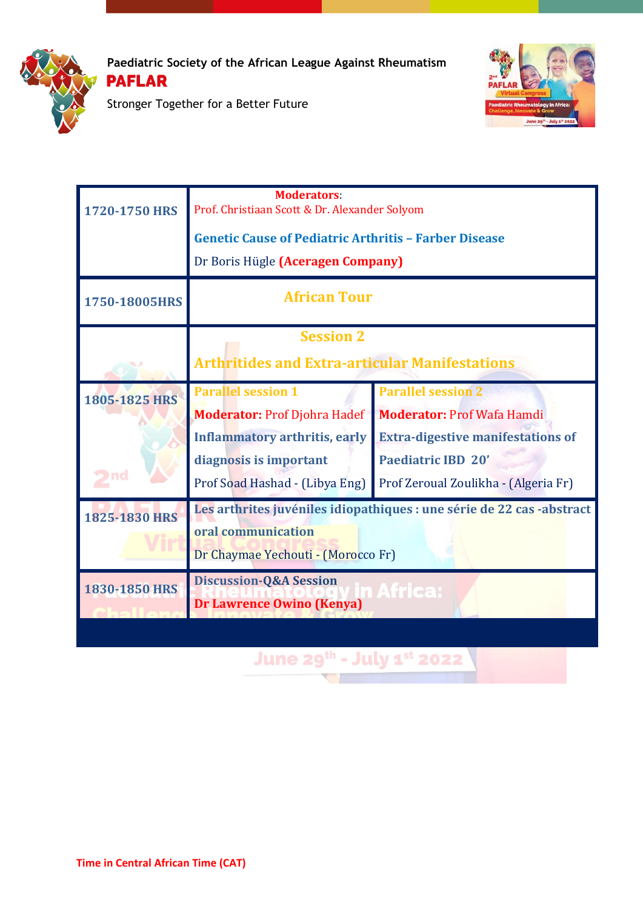Paediatric Society of the African League Against Rheumatism

**PAFLAR**

Stronger Together for a Better Future

| Time | Session | |
|---|---|---|
| 1720-1750 HRS | **Moderators**: Prof. Christiaan Scott & Dr. Alexander Solyom<br><br>**Genetic Cause of Pediatric Arthritis – Farber Disease**<br><br>Dr Boris Hügle **(Aceragen Company)** | |
| 1750-18005HRS | **African Tour** | |
| | **Session 2**<br><br>**Arthritides and Extra-articular Manifestations** | |
| 1805-1825 HRS | **Parallel session 1**<br>**Moderator:** Prof Djohra Hadef<br>**Inflammatory arthritis, early diagnosis is important**<br>Prof Soad Hashad - (Libya Eng) | **Parallel session 2**<br>**Moderator:** Prof Wafa Hamdi<br>**Extra-digestive manifestations of Paediatric IBD 20'**<br>Prof Zeroual Zoulikha - (Algeria Fr) |
| 1825-1830 HRS | **Les arthrites juvéniles idiopathiques : une série de 22 cas -abstract oral communication**<br>Dr Chaymae Yechouti - (Morocco Fr) | |
| 1830-1850 HRS | **Discussion-Q&A Session**<br>**Dr Lawrence Owino (Kenya)** | |

Time in Central African Time (CAT)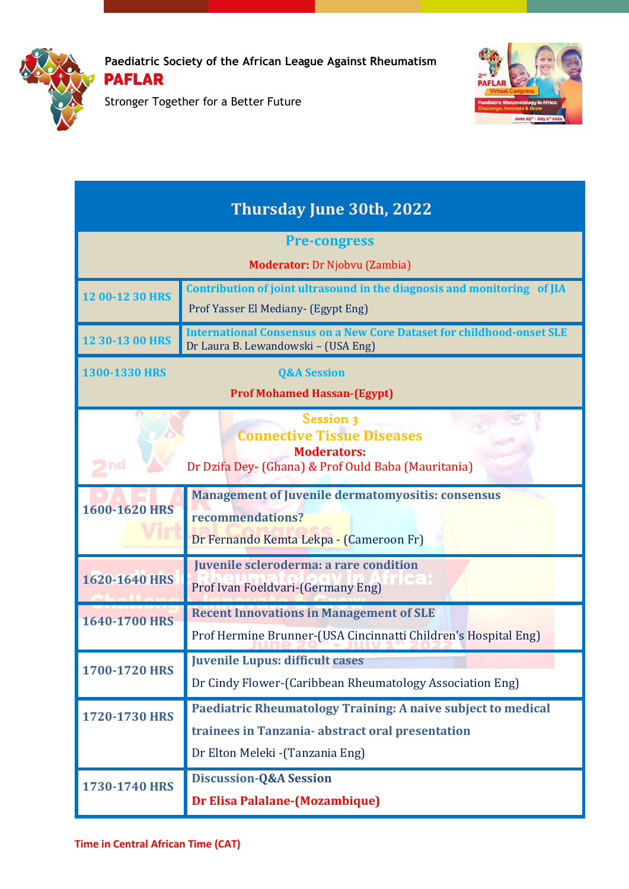Paediatric Society of the African League Against Rheumatism

**PAFLAR**

Stronger Together for a Better Future

| Thursday June 30th, 2022 | |
|---|---|
| **Pre-congress**<br>**Moderator:** Dr Njobvu (Zambia) | |
| 12 00-12 30 HRS | **Contribution of joint ultrasound in the diagnosis and monitoring of JIA**<br>Prof Yasser El Mediany- (Egypt Eng) |
| 12 30-13 00 HRS | **International Consensus on a New Core Dataset for childhood-onset SLE**<br>Dr Laura B. Lewandowski – (USA Eng) |
| 1300-1330 HRS | **Q&A Session**<br>**Prof Mohamed Hassan-(Egypt)** |
| **Session 3**<br>**Connective Tissue Diseases**<br>**Moderators:**<br>Dr Dzifa Dey- (Ghana) & Prof Ould Baba (Mauritania) | |
| 1600-1620 HRS | **Management of Juvenile dermatomyositis: consensus recommendations?**<br>Dr Fernando Kemta Lekpa - (Cameroon Fr) |
| 1620-1640 HRS | **Juvenile scleroderma: a rare condition**<br>Prof Ivan Foeldvari-(Germany Eng) |
| 1640-1700 HRS | **Recent Innovations in Management of SLE**<br>Prof Hermine Brunner-(USA Cincinnatti Children's Hospital Eng) |
| 1700-1720 HRS | **Juvenile Lupus: difficult cases**<br>Dr Cindy Flower-(Caribbean Rheumatology Association Eng) |
| 1720-1730 HRS | **Paediatric Rheumatology Training: A naive subject to medical trainees in Tanzania- abstract oral presentation**<br>Dr Elton Meleki -(Tanzania Eng) |
| 1730-1740 HRS | **Discussion-Q&A Session**<br>**Dr Elisa Palalane-(Mozambique)** |

**Time in Central African Time (CAT)**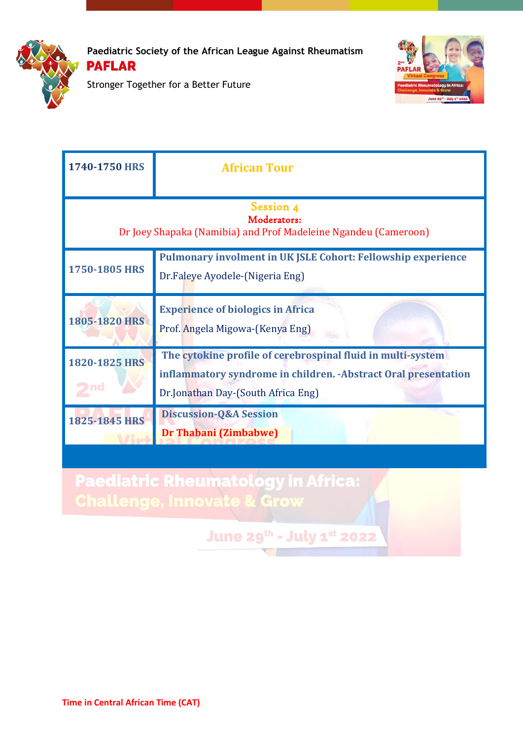Paediatric Society of the African League Against Rheumatism

**PAFLAR**

Stronger Together for a Better Future

| | |
|---|---|
| **1740-1750 HRS** | **African Tour** |
| **Session 4**<br>**Moderators:**<br>Dr Joey Shapaka (Namibia) and Prof Madeleine Ngandeu (Cameroon) | |
| **1750-1805 HRS** | **Pulmonary involment in UK JSLE Cohort: Fellowship experience**<br>Dr.Faleye Ayodele-(Nigeria Eng) |
| **1805-1820 HRS** | **Experience of biologics in Africa**<br>Prof. Angela Migowa-(Kenya Eng) |
| **1820-1825 HRS** | **The cytokine profile of cerebrospinal fluid in multi-system inflammatory syndrome in children. -Abstract Oral presentation**<br>Dr.Jonathan Day-(South Africa Eng) |
| **1825-1845 HRS** | **Discussion-Q&A Session**<br>**Dr Thabani (Zimbabwe)** |

**Time in Central African Time (CAT)**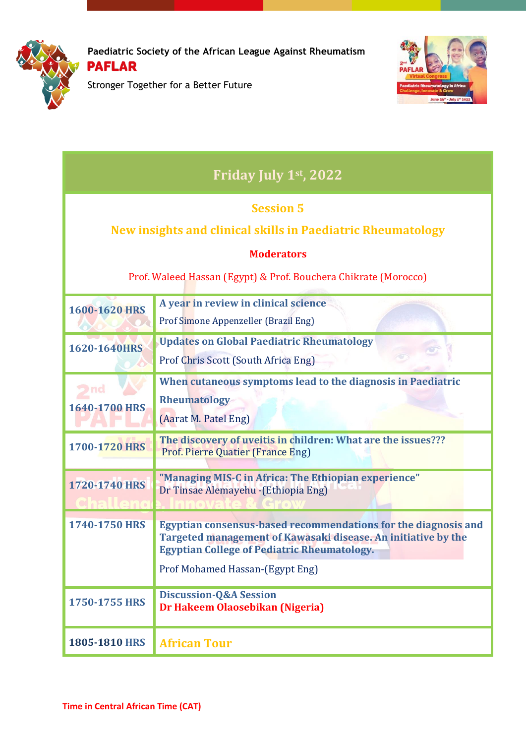Paediatric Society of the African League Against Rheumatism

**PAFLAR**

Stronger Together for a Better Future

| Friday July 1st, 2022 | |
|---|---|
| **Session 5**<br>**New insights and clinical skills in Paediatric Rheumatology**<br>**Moderators**<br>Prof. Waleed Hassan (Egypt) & Prof. Bouchera Chikrate (Morocco) | |
| **1600-1620 HRS** | **A year in review in clinical science**<br>Prof Simone Appenzeller (Brazil Eng) |
| **1620-1640HRS** | **Updates on Global Paediatric Rheumatology**<br>Prof Chris Scott (South Africa Eng) |
| **1640-1700 HRS** | **When cutaneous symptoms lead to the diagnosis in Paediatric Rheumatology**<br>(Aarat M. Patel Eng) |
| **1700-1720 HRS** | **The discovery of uveitis in children: What are the issues???**<br>Prof. Pierre Quatier (France Eng) |
| **1720-1740 HRS** | **"Managing MIS-C in Africa: The Ethiopian experience"**<br>Dr Tinsae Alemayehu -(Ethiopia Eng) |
| **1740-1750 HRS** | **Egyptian consensus-based recommendations for the diagnosis and Targeted management of Kawasaki disease. An initiative by the Egyptian College of Pediatric Rheumatology.**<br>Prof Mohamed Hassan-(Egypt Eng) |
| **1750-1755 HRS** | **Discussion-Q&A Session**<br>**Dr Hakeem Olaosebikan (Nigeria)** |
| **1805-1810 HRS** | **African Tour** |

**Time in Central African Time (CAT)**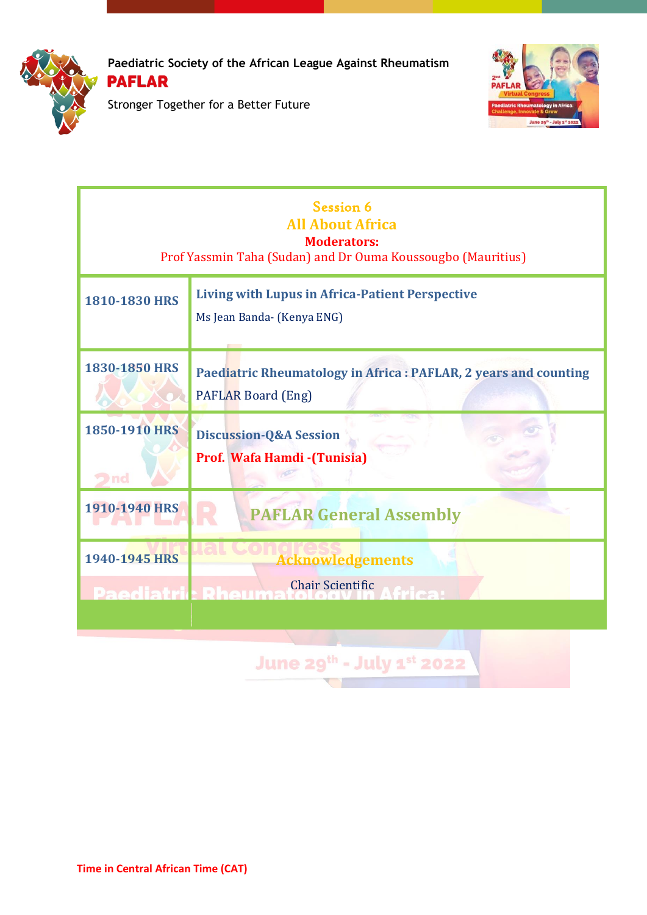Paediatric Society of the African League Against Rheumatism

**PAFLAR**

Stronger Together for a Better Future

| | |
|---|---|
| **Session 6**<br>**All About Africa**<br>**Moderators:**<br>Prof Yassmin Taha (Sudan) and Dr Ouma Koussougbo (Mauritius) | |
| **1810-1830 HRS** | **Living with Lupus in Africa-Patient Perspective**<br>Ms Jean Banda- (Kenya ENG) |
| **1830-1850 HRS** | **Paediatric Rheumatology in Africa : PAFLAR, 2 years and counting**<br>PAFLAR Board (Eng) |
| **1850-1910 HRS** | **Discussion-Q&A Session**<br>**Prof. Wafa Hamdi -(Tunisia)** |
| **1910-1940 HRS** | **PAFLAR General Assembly** |
| **1940-1945 HRS** | **Acknowledgements**<br>Chair Scientific |

**Time in Central African Time (CAT)**